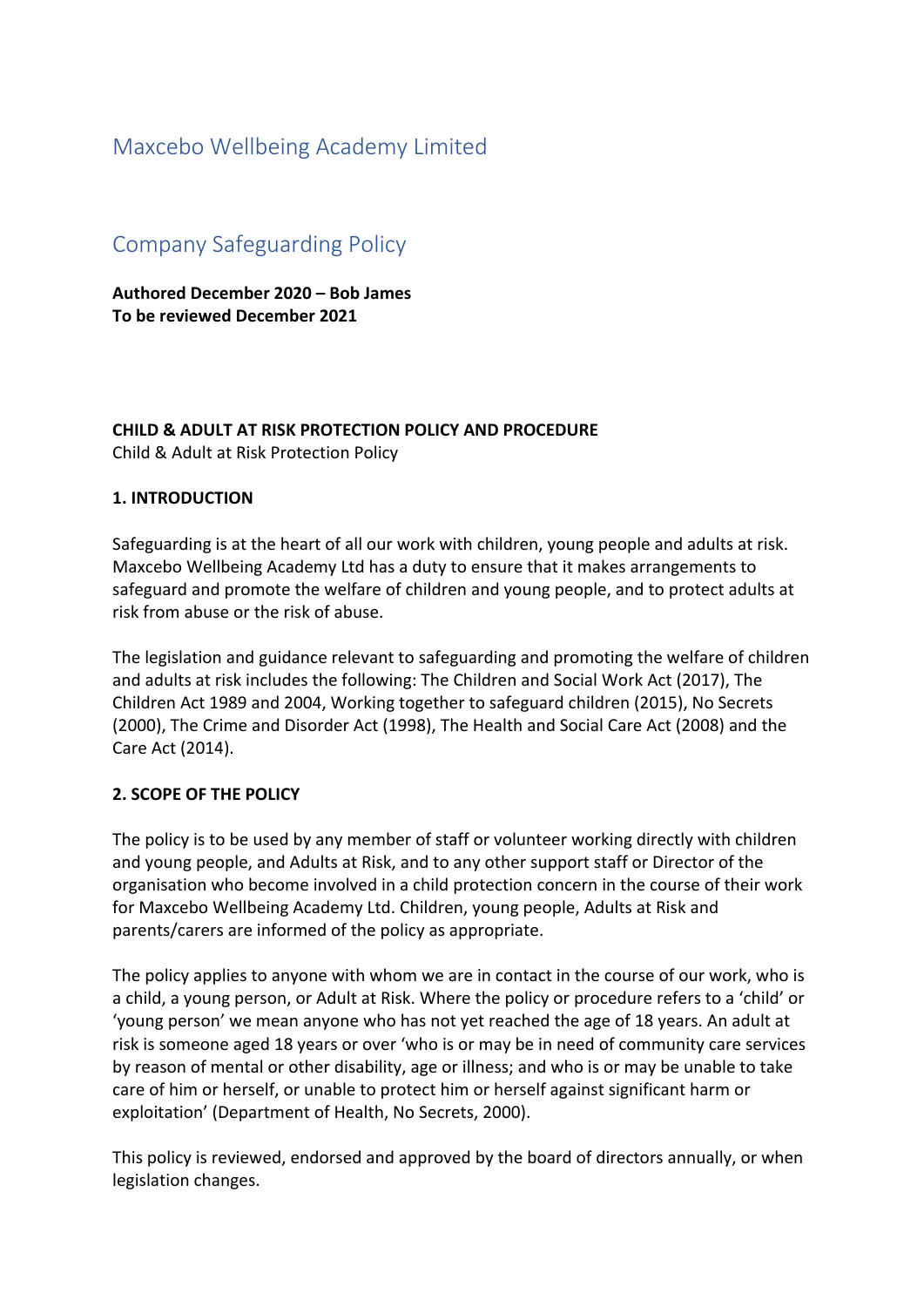# Maxcebo Wellbeing Academy Limited

## Company Safeguarding Policy

**Authored December 2020 – Bob James**
**To be reviewed December 2021**

**CHILD & ADULT AT RISK PROTECTION POLICY AND PROCEDURE**
Child & Adult at Risk Protection Policy

**1. INTRODUCTION**

Safeguarding is at the heart of all our work with children, young people and adults at risk. Maxcebo Wellbeing Academy Ltd has a duty to ensure that it makes arrangements to safeguard and promote the welfare of children and young people, and to protect adults at risk from abuse or the risk of abuse.

The legislation and guidance relevant to safeguarding and promoting the welfare of children and adults at risk includes the following: The Children and Social Work Act (2017), The Children Act 1989 and 2004, Working together to safeguard children (2015), No Secrets (2000), The Crime and Disorder Act (1998), The Health and Social Care Act (2008) and the Care Act (2014).

**2. SCOPE OF THE POLICY**

The policy is to be used by any member of staff or volunteer working directly with children and young people, and Adults at Risk, and to any other support staff or Director of the organisation who become involved in a child protection concern in the course of their work for Maxcebo Wellbeing Academy Ltd. Children, young people, Adults at Risk and parents/carers are informed of the policy as appropriate.

The policy applies to anyone with whom we are in contact in the course of our work, who is a child, a young person, or Adult at Risk. Where the policy or procedure refers to a 'child' or 'young person' we mean anyone who has not yet reached the age of 18 years. An adult at risk is someone aged 18 years or over 'who is or may be in need of community care services by reason of mental or other disability, age or illness; and who is or may be unable to take care of him or herself, or unable to protect him or herself against significant harm or exploitation' (Department of Health, No Secrets, 2000).

This policy is reviewed, endorsed and approved by the board of directors annually, or when legislation changes.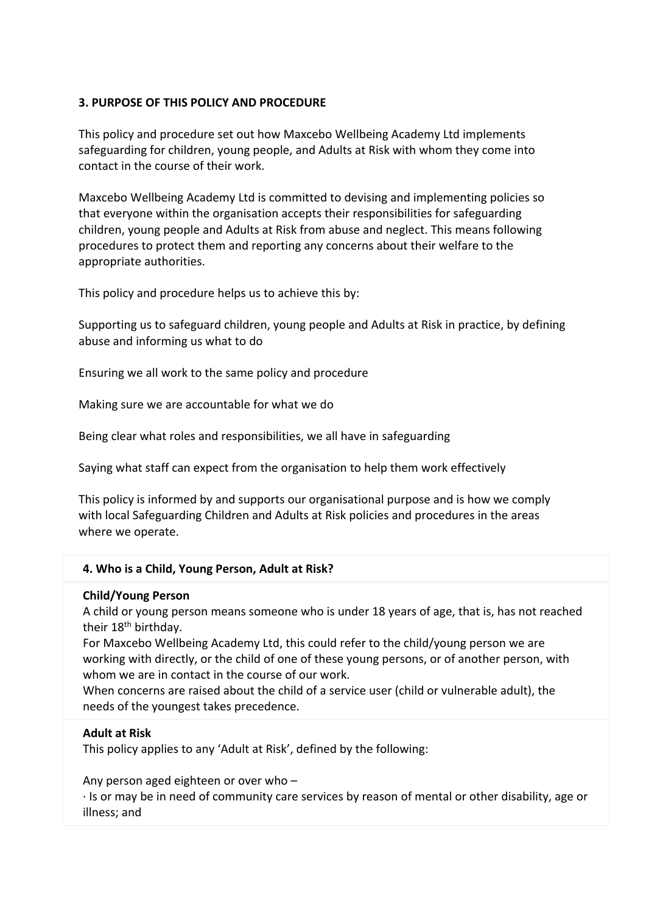**3. PURPOSE OF THIS POLICY AND PROCEDURE**

This policy and procedure set out how Maxcebo Wellbeing Academy Ltd implements safeguarding for children, young people, and Adults at Risk with whom they come into contact in the course of their work.

Maxcebo Wellbeing Academy Ltd is committed to devising and implementing policies so that everyone within the organisation accepts their responsibilities for safeguarding children, young people and Adults at Risk from abuse and neglect. This means following procedures to protect them and reporting any concerns about their welfare to the appropriate authorities.

This policy and procedure helps us to achieve this by:

Supporting us to safeguard children, young people and Adults at Risk in practice, by defining abuse and informing us what to do

Ensuring we all work to the same policy and procedure

Making sure we are accountable for what we do

Being clear what roles and responsibilities, we all have in safeguarding

Saying what staff can expect from the organisation to help them work effectively

This policy is informed by and supports our organisational purpose and is how we comply with local Safeguarding Children and Adults at Risk policies and procedures in the areas where we operate.

| **4. Who is a Child, Young Person, Adult at Risk?** |
| --- |
| **Child/Young Person**<br>A child or young person means someone who is under 18 years of age, that is, has not reached their 18th birthday.<br>For Maxcebo Wellbeing Academy Ltd, this could refer to the child/young person we are working with directly, or the child of one of these young persons, or of another person, with whom we are in contact in the course of our work.<br>When concerns are raised about the child of a service user (child or vulnerable adult), the needs of the youngest takes precedence. |
| **Adult at Risk**<br>This policy applies to any 'Adult at Risk', defined by the following:<br><br>Any person aged eighteen or over who –<br>· Is or may be in need of community care services by reason of mental or other disability, age or illness; and |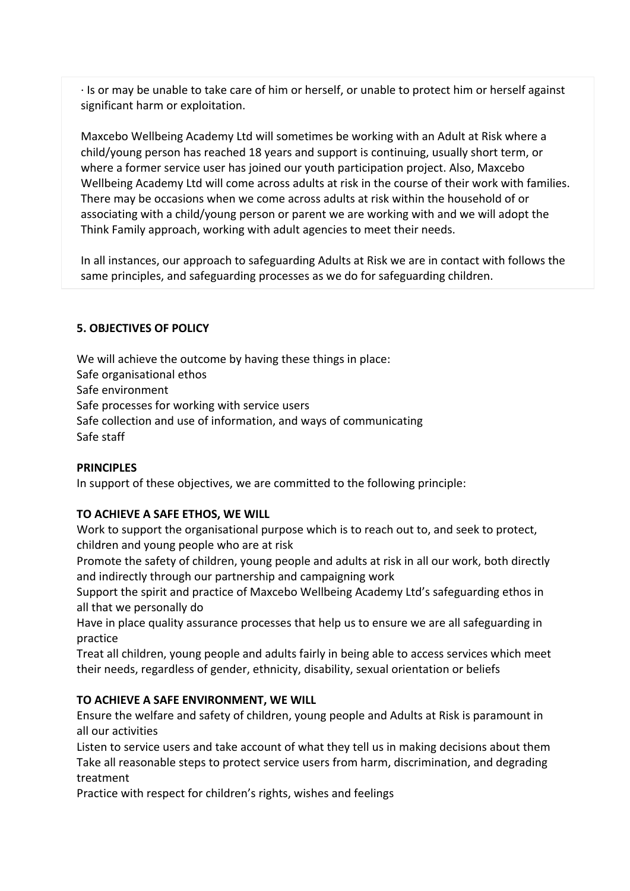· Is or may be unable to take care of him or herself, or unable to protect him or herself against significant harm or exploitation.

Maxcebo Wellbeing Academy Ltd will sometimes be working with an Adult at Risk where a child/young person has reached 18 years and support is continuing, usually short term, or where a former service user has joined our youth participation project. Also, Maxcebo Wellbeing Academy Ltd will come across adults at risk in the course of their work with families. There may be occasions when we come across adults at risk within the household of or associating with a child/young person or parent we are working with and we will adopt the Think Family approach, working with adult agencies to meet their needs.

In all instances, our approach to safeguarding Adults at Risk we are in contact with follows the same principles, and safeguarding processes as we do for safeguarding children.

**5. OBJECTIVES OF POLICY**

We will achieve the outcome by having these things in place:
Safe organisational ethos
Safe environment
Safe processes for working with service users
Safe collection and use of information, and ways of communicating
Safe staff

**PRINCIPLES**
In support of these objectives, we are committed to the following principle:

**TO ACHIEVE A SAFE ETHOS, WE WILL**
Work to support the organisational purpose which is to reach out to, and seek to protect, children and young people who are at risk
Promote the safety of children, young people and adults at risk in all our work, both directly and indirectly through our partnership and campaigning work
Support the spirit and practice of Maxcebo Wellbeing Academy Ltd's safeguarding ethos in all that we personally do
Have in place quality assurance processes that help us to ensure we are all safeguarding in practice
Treat all children, young people and adults fairly in being able to access services which meet their needs, regardless of gender, ethnicity, disability, sexual orientation or beliefs

**TO ACHIEVE A SAFE ENVIRONMENT, WE WILL**
Ensure the welfare and safety of children, young people and Adults at Risk is paramount in all our activities
Listen to service users and take account of what they tell us in making decisions about them
Take all reasonable steps to protect service users from harm, discrimination, and degrading treatment
Practice with respect for children's rights, wishes and feelings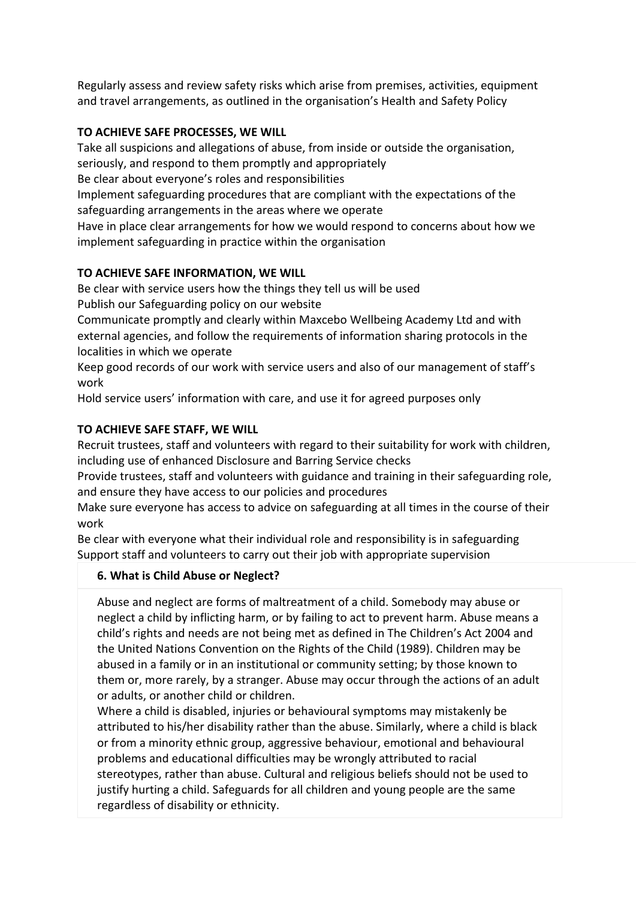Regularly assess and review safety risks which arise from premises, activities, equipment and travel arrangements, as outlined in the organisation's Health and Safety Policy

**TO ACHIEVE SAFE PROCESSES, WE WILL**

Take all suspicions and allegations of abuse, from inside or outside the organisation, seriously, and respond to them promptly and appropriately

Be clear about everyone's roles and responsibilities

Implement safeguarding procedures that are compliant with the expectations of the safeguarding arrangements in the areas where we operate

Have in place clear arrangements for how we would respond to concerns about how we implement safeguarding in practice within the organisation

**TO ACHIEVE SAFE INFORMATION, WE WILL**

Be clear with service users how the things they tell us will be used

Publish our Safeguarding policy on our website

Communicate promptly and clearly within Maxcebo Wellbeing Academy Ltd and with external agencies, and follow the requirements of information sharing protocols in the localities in which we operate

Keep good records of our work with service users and also of our management of staff's work

Hold service users' information with care, and use it for agreed purposes only

**TO ACHIEVE SAFE STAFF, WE WILL**

Recruit trustees, staff and volunteers with regard to their suitability for work with children, including use of enhanced Disclosure and Barring Service checks

Provide trustees, staff and volunteers with guidance and training in their safeguarding role, and ensure they have access to our policies and procedures

Make sure everyone has access to advice on safeguarding at all times in the course of their work

Be clear with everyone what their individual role and responsibility is in safeguarding

Support staff and volunteers to carry out their job with appropriate supervision

## 6. What is Child Abuse or Neglect?

Abuse and neglect are forms of maltreatment of a child. Somebody may abuse or neglect a child by inflicting harm, or by failing to act to prevent harm. Abuse means a child's rights and needs are not being met as defined in The Children's Act 2004 and the United Nations Convention on the Rights of the Child (1989). Children may be abused in a family or in an institutional or community setting; by those known to them or, more rarely, by a stranger. Abuse may occur through the actions of an adult or adults, or another child or children.

Where a child is disabled, injuries or behavioural symptoms may mistakenly be attributed to his/her disability rather than the abuse. Similarly, where a child is black or from a minority ethnic group, aggressive behaviour, emotional and behavioural problems and educational difficulties may be wrongly attributed to racial stereotypes, rather than abuse. Cultural and religious beliefs should not be used to justify hurting a child. Safeguards for all children and young people are the same regardless of disability or ethnicity.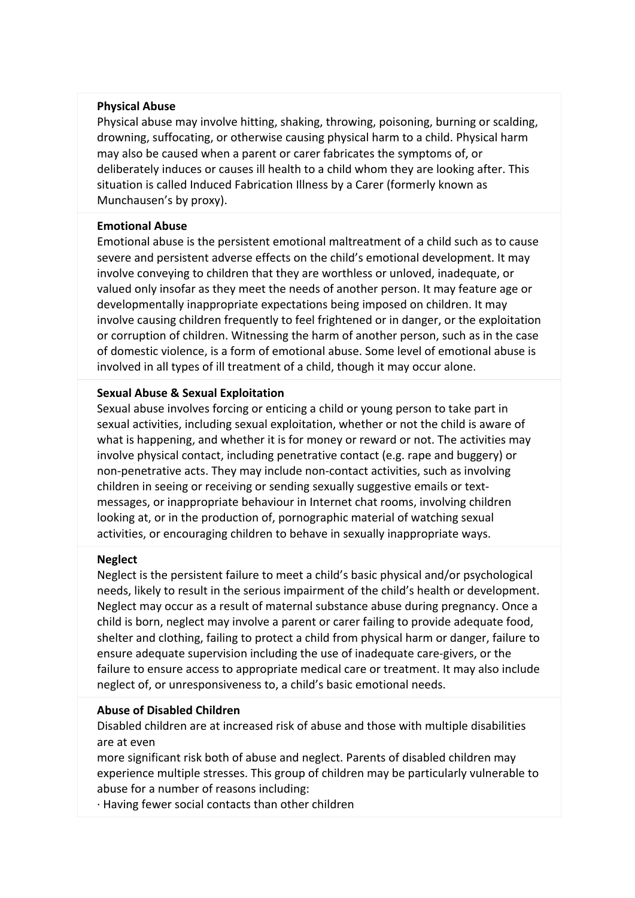**Physical Abuse**

Physical abuse may involve hitting, shaking, throwing, poisoning, burning or scalding, drowning, suffocating, or otherwise causing physical harm to a child. Physical harm may also be caused when a parent or carer fabricates the symptoms of, or deliberately induces or causes ill health to a child whom they are looking after. This situation is called Induced Fabrication Illness by a Carer (formerly known as Munchausen's by proxy).

**Emotional Abuse**

Emotional abuse is the persistent emotional maltreatment of a child such as to cause severe and persistent adverse effects on the child's emotional development. It may involve conveying to children that they are worthless or unloved, inadequate, or valued only insofar as they meet the needs of another person. It may feature age or developmentally inappropriate expectations being imposed on children. It may involve causing children frequently to feel frightened or in danger, or the exploitation or corruption of children. Witnessing the harm of another person, such as in the case of domestic violence, is a form of emotional abuse. Some level of emotional abuse is involved in all types of ill treatment of a child, though it may occur alone.

**Sexual Abuse & Sexual Exploitation**

Sexual abuse involves forcing or enticing a child or young person to take part in sexual activities, including sexual exploitation, whether or not the child is aware of what is happening, and whether it is for money or reward or not. The activities may involve physical contact, including penetrative contact (e.g. rape and buggery) or non-penetrative acts. They may include non-contact activities, such as involving children in seeing or receiving or sending sexually suggestive emails or text-messages, or inappropriate behaviour in Internet chat rooms, involving children looking at, or in the production of, pornographic material of watching sexual activities, or encouraging children to behave in sexually inappropriate ways.

**Neglect**

Neglect is the persistent failure to meet a child's basic physical and/or psychological needs, likely to result in the serious impairment of the child's health or development. Neglect may occur as a result of maternal substance abuse during pregnancy. Once a child is born, neglect may involve a parent or carer failing to provide adequate food, shelter and clothing, failing to protect a child from physical harm or danger, failure to ensure adequate supervision including the use of inadequate care-givers, or the failure to ensure access to appropriate medical care or treatment. It may also include neglect of, or unresponsiveness to, a child's basic emotional needs.

**Abuse of Disabled Children**

Disabled children are at increased risk of abuse and those with multiple disabilities are at even more significant risk both of abuse and neglect. Parents of disabled children may experience multiple stresses. This group of children may be particularly vulnerable to abuse for a number of reasons including:

· Having fewer social contacts than other children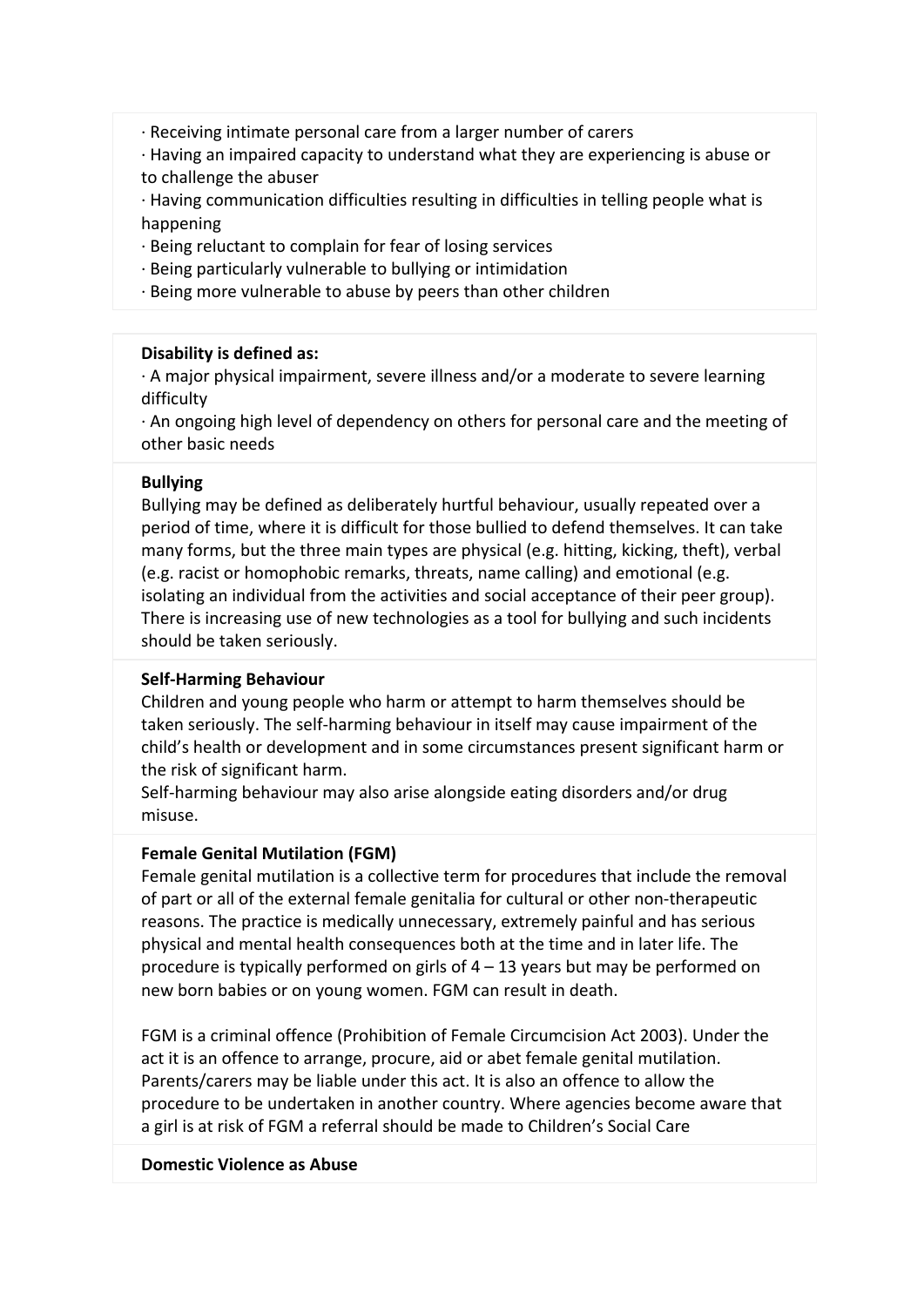· Receiving intimate personal care from a larger number of carers
· Having an impaired capacity to understand what they are experiencing is abuse or to challenge the abuser
· Having communication difficulties resulting in difficulties in telling people what is happening
· Being reluctant to complain for fear of losing services
· Being particularly vulnerable to bullying or intimidation
· Being more vulnerable to abuse by peers than other children

**Disability is defined as:**
· A major physical impairment, severe illness and/or a moderate to severe learning difficulty
· An ongoing high level of dependency on others for personal care and the meeting of other basic needs

**Bullying**
Bullying may be defined as deliberately hurtful behaviour, usually repeated over a period of time, where it is difficult for those bullied to defend themselves. It can take many forms, but the three main types are physical (e.g. hitting, kicking, theft), verbal (e.g. racist or homophobic remarks, threats, name calling) and emotional (e.g. isolating an individual from the activities and social acceptance of their peer group). There is increasing use of new technologies as a tool for bullying and such incidents should be taken seriously.

**Self-Harming Behaviour**
Children and young people who harm or attempt to harm themselves should be taken seriously. The self-harming behaviour in itself may cause impairment of the child's health or development and in some circumstances present significant harm or the risk of significant harm.
Self-harming behaviour may also arise alongside eating disorders and/or drug misuse.

**Female Genital Mutilation (FGM)**
Female genital mutilation is a collective term for procedures that include the removal of part or all of the external female genitalia for cultural or other non-therapeutic reasons. The practice is medically unnecessary, extremely painful and has serious physical and mental health consequences both at the time and in later life. The procedure is typically performed on girls of 4 – 13 years but may be performed on new born babies or on young women. FGM can result in death.

FGM is a criminal offence (Prohibition of Female Circumcision Act 2003). Under the act it is an offence to arrange, procure, aid or abet female genital mutilation. Parents/carers may be liable under this act. It is also an offence to allow the procedure to be undertaken in another country. Where agencies become aware that a girl is at risk of FGM a referral should be made to Children's Social Care

**Domestic Violence as Abuse**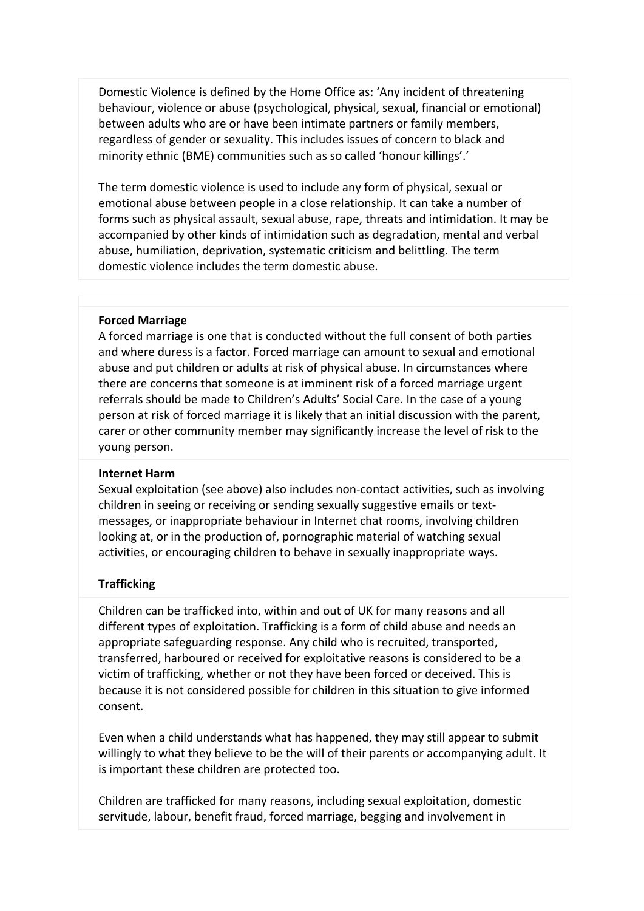Domestic Violence is defined by the Home Office as: 'Any incident of threatening behaviour, violence or abuse (psychological, physical, sexual, financial or emotional) between adults who are or have been intimate partners or family members, regardless of gender or sexuality. This includes issues of concern to black and minority ethnic (BME) communities such as so called 'honour killings'.'

The term domestic violence is used to include any form of physical, sexual or emotional abuse between people in a close relationship. It can take a number of forms such as physical assault, sexual abuse, rape, threats and intimidation. It may be accompanied by other kinds of intimidation such as degradation, mental and verbal abuse, humiliation, deprivation, systematic criticism and belittling. The term domestic violence includes the term domestic abuse.

**Forced Marriage**

A forced marriage is one that is conducted without the full consent of both parties and where duress is a factor. Forced marriage can amount to sexual and emotional abuse and put children or adults at risk of physical abuse. In circumstances where there are concerns that someone is at imminent risk of a forced marriage urgent referrals should be made to Children's Adults' Social Care. In the case of a young person at risk of forced marriage it is likely that an initial discussion with the parent, carer or other community member may significantly increase the level of risk to the young person.

**Internet Harm**

Sexual exploitation (see above) also includes non-contact activities, such as involving children in seeing or receiving or sending sexually suggestive emails or text-messages, or inappropriate behaviour in Internet chat rooms, involving children looking at, or in the production of, pornographic material of watching sexual activities, or encouraging children to behave in sexually inappropriate ways.

**Trafficking**

Children can be trafficked into, within and out of UK for many reasons and all different types of exploitation. Trafficking is a form of child abuse and needs an appropriate safeguarding response. Any child who is recruited, transported, transferred, harboured or received for exploitative reasons is considered to be a victim of trafficking, whether or not they have been forced or deceived. This is because it is not considered possible for children in this situation to give informed consent.

Even when a child understands what has happened, they may still appear to submit willingly to what they believe to be the will of their parents or accompanying adult. It is important these children are protected too.

Children are trafficked for many reasons, including sexual exploitation, domestic servitude, labour, benefit fraud, forced marriage, begging and involvement in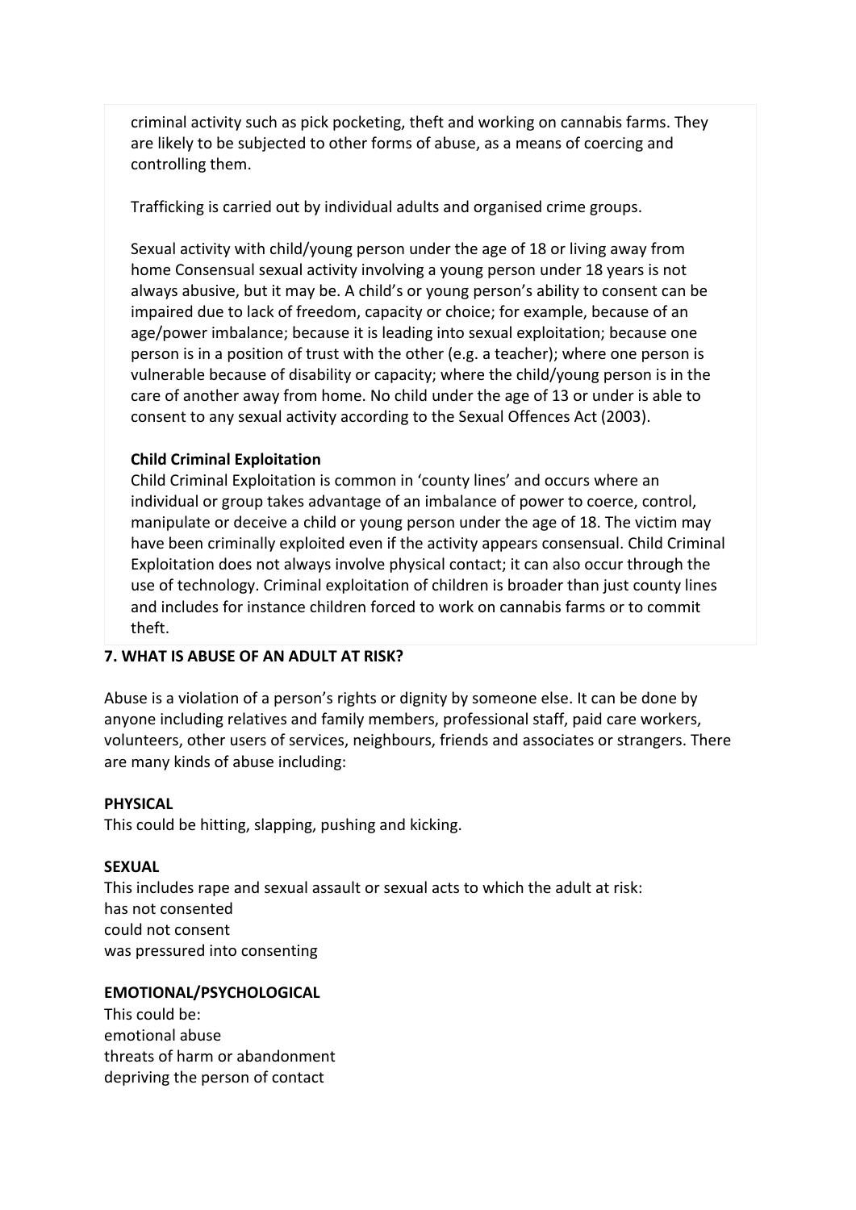criminal activity such as pick pocketing, theft and working on cannabis farms. They are likely to be subjected to other forms of abuse, as a means of coercing and controlling them.

Trafficking is carried out by individual adults and organised crime groups.

Sexual activity with child/young person under the age of 18 or living away from home Consensual sexual activity involving a young person under 18 years is not always abusive, but it may be. A child's or young person's ability to consent can be impaired due to lack of freedom, capacity or choice; for example, because of an age/power imbalance; because it is leading into sexual exploitation; because one person is in a position of trust with the other (e.g. a teacher); where one person is vulnerable because of disability or capacity; where the child/young person is in the care of another away from home. No child under the age of 13 or under is able to consent to any sexual activity according to the Sexual Offences Act (2003).

**Child Criminal Exploitation**

Child Criminal Exploitation is common in 'county lines' and occurs where an individual or group takes advantage of an imbalance of power to coerce, control, manipulate or deceive a child or young person under the age of 18. The victim may have been criminally exploited even if the activity appears consensual. Child Criminal Exploitation does not always involve physical contact; it can also occur through the use of technology. Criminal exploitation of children is broader than just county lines and includes for instance children forced to work on cannabis farms or to commit theft.

## 7. WHAT IS ABUSE OF AN ADULT AT RISK?

Abuse is a violation of a person's rights or dignity by someone else. It can be done by anyone including relatives and family members, professional staff, paid care workers, volunteers, other users of services, neighbours, friends and associates or strangers. There are many kinds of abuse including:

**PHYSICAL**

This could be hitting, slapping, pushing and kicking.

**SEXUAL**

This includes rape and sexual assault or sexual acts to which the adult at risk:
has not consented
could not consent
was pressured into consenting

**EMOTIONAL/PSYCHOLOGICAL**

This could be:
emotional abuse
threats of harm or abandonment
depriving the person of contact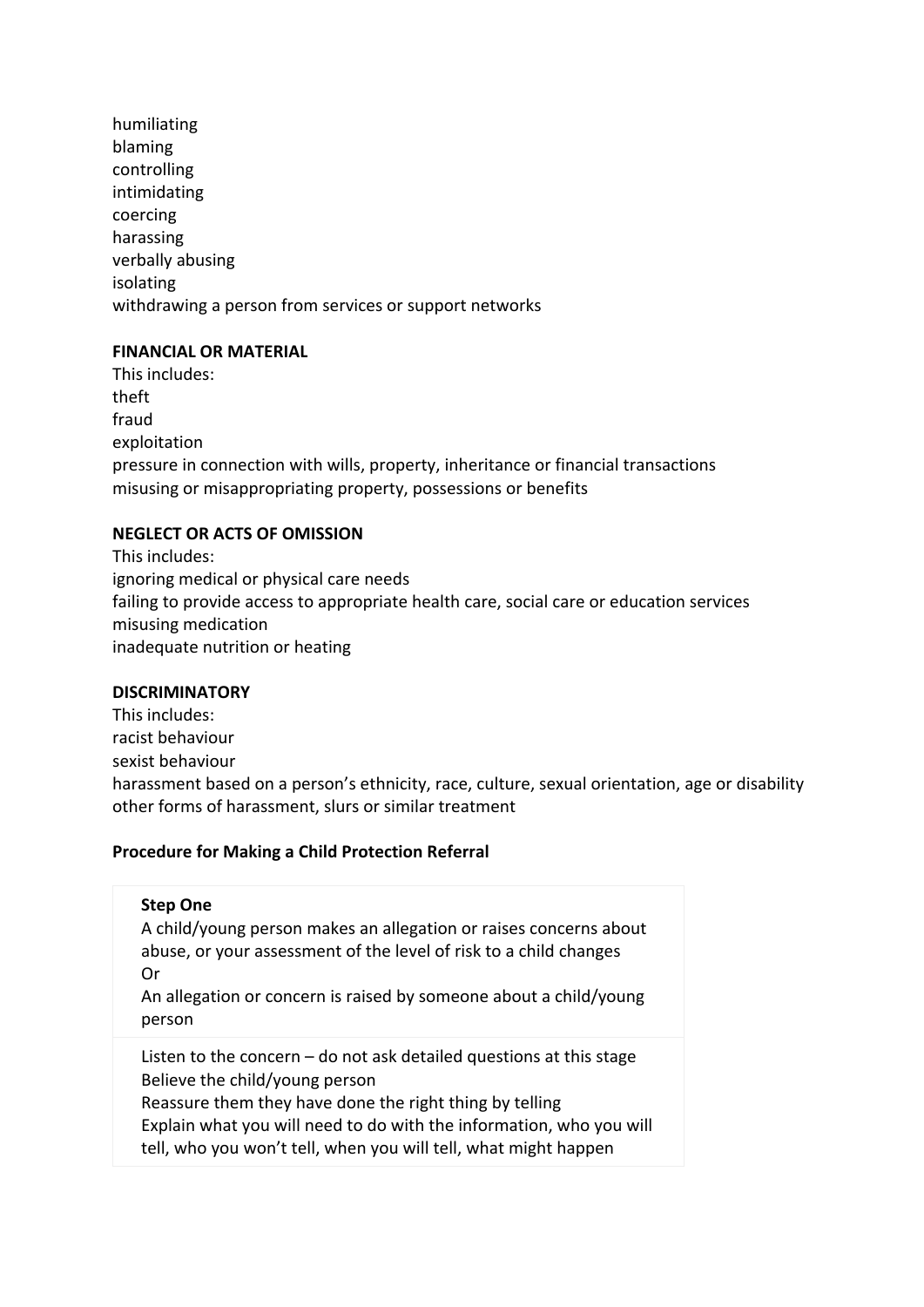humiliating
blaming
controlling
intimidating
coercing
harassing
verbally abusing
isolating
withdrawing a person from services or support networks

**FINANCIAL OR MATERIAL**

This includes:
theft
fraud
exploitation
pressure in connection with wills, property, inheritance or financial transactions
misusing or misappropriating property, possessions or benefits

**NEGLECT OR ACTS OF OMISSION**

This includes:
ignoring medical or physical care needs
failing to provide access to appropriate health care, social care or education services
misusing medication
inadequate nutrition or heating

**DISCRIMINATORY**

This includes:
racist behaviour
sexist behaviour
harassment based on a person's ethnicity, race, culture, sexual orientation, age or disability
other forms of harassment, slurs or similar treatment

**Procedure for Making a Child Protection Referral**

| **Step One**<br>A child/young person makes an allegation or raises concerns about abuse, or your assessment of the level of risk to a child changes<br>Or<br>An allegation or concern is raised by someone about a child/young person |
|---|
| Listen to the concern – do not ask detailed questions at this stage<br>Believe the child/young person<br>Reassure them they have done the right thing by telling<br>Explain what you will need to do with the information, who you will tell, who you won't tell, when you will tell, what might happen |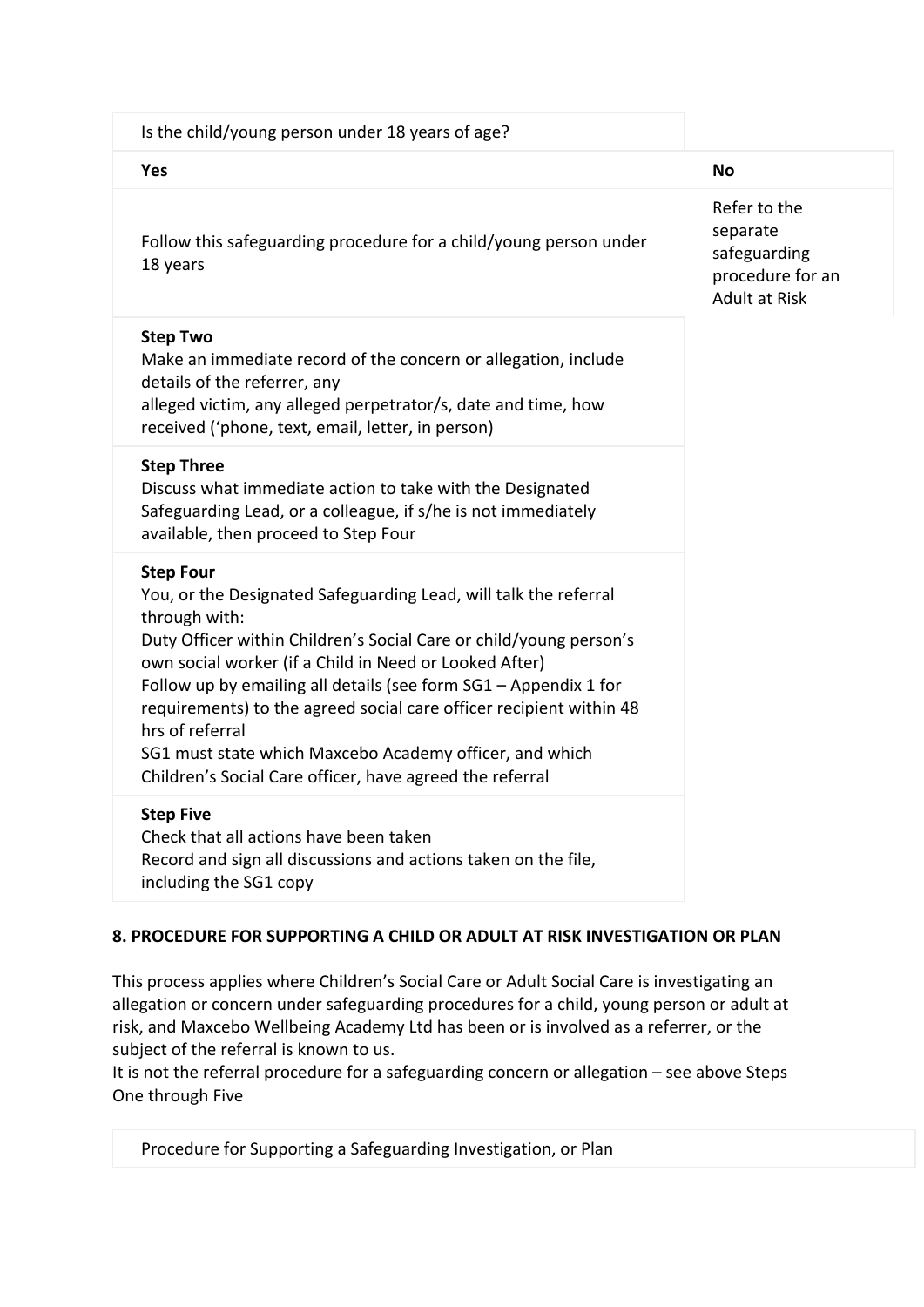| Is the child/young person under 18 years of age? | |
|---|---|
| **Yes** | **No** |
| Follow this safeguarding procedure for a child/young person under 18 years | Refer to the separate safeguarding procedure for an Adult at Risk |
| **Step Two**<br>Make an immediate record of the concern or allegation, include details of the referrer, any<br>alleged victim, any alleged perpetrator/s, date and time, how received ('phone, text, email, letter, in person) | |
| **Step Three**<br>Discuss what immediate action to take with the Designated Safeguarding Lead, or a colleague, if s/he is not immediately available, then proceed to Step Four | |
| **Step Four**<br>You, or the Designated Safeguarding Lead, will talk the referral through with:<br>Duty Officer within Children's Social Care or child/young person's own social worker (if a Child in Need or Looked After)<br>Follow up by emailing all details (see form SG1 – Appendix 1 for requirements) to the agreed social care officer recipient within 48 hrs of referral<br>SG1 must state which Maxcebo Academy officer, and which Children's Social Care officer, have agreed the referral | |
| **Step Five**<br>Check that all actions have been taken<br>Record and sign all discussions and actions taken on the file, including the SG1 copy | |

## 8. PROCEDURE FOR SUPPORTING A CHILD OR ADULT AT RISK INVESTIGATION OR PLAN

This process applies where Children's Social Care or Adult Social Care is investigating an allegation or concern under safeguarding procedures for a child, young person or adult at risk, and Maxcebo Wellbeing Academy Ltd has been or is involved as a referrer, or the subject of the referral is known to us.
It is not the referral procedure for a safeguarding concern or allegation – see above Steps One through Five

| Procedure for Supporting a Safeguarding Investigation, or Plan |
|---|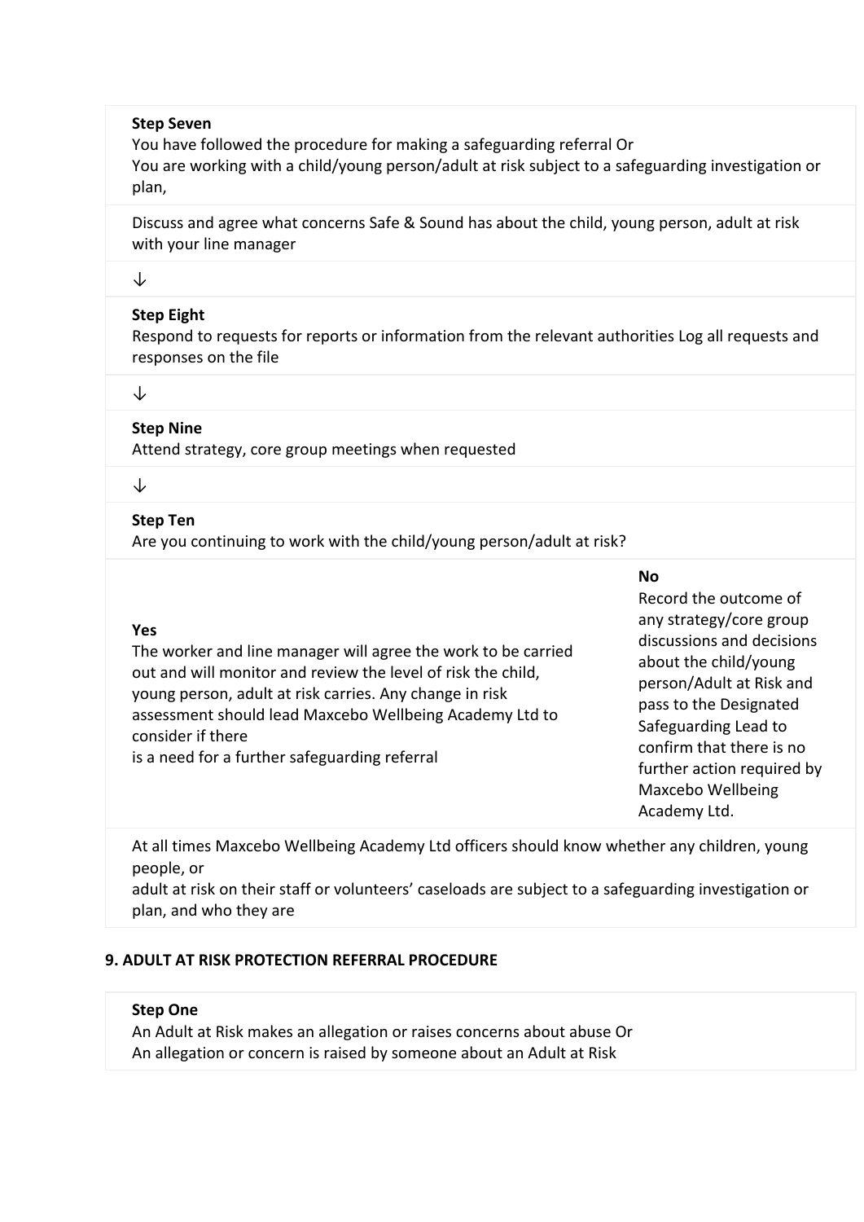**Step Seven**
You have followed the procedure for making a safeguarding referral Or
You are working with a child/young person/adult at risk subject to a safeguarding investigation or plan,

Discuss and agree what concerns Safe & Sound has about the child, young person, adult at risk with your line manager

↓

**Step Eight**
Respond to requests for reports or information from the relevant authorities Log all requests and responses on the file

↓

**Step Nine**
Attend strategy, core group meetings when requested

↓

**Step Ten**
Are you continuing to work with the child/young person/adult at risk?

| **Yes** | **No** |
|---|---|
| The worker and line manager will agree the work to be carried out and will monitor and review the level of risk the child, young person, adult at risk carries. Any change in risk assessment should lead Maxcebo Wellbeing Academy Ltd to consider if there is a need for a further safeguarding referral | Record the outcome of any strategy/core group discussions and decisions about the child/young person/Adult at Risk and pass to the Designated Safeguarding Lead to confirm that there is no further action required by Maxcebo Wellbeing Academy Ltd. |

At all times Maxcebo Wellbeing Academy Ltd officers should know whether any children, young people, or
adult at risk on their staff or volunteers' caseloads are subject to a safeguarding investigation or plan, and who they are

## 9. ADULT AT RISK PROTECTION REFERRAL PROCEDURE

**Step One**
An Adult at Risk makes an allegation or raises concerns about abuse Or
An allegation or concern is raised by someone about an Adult at Risk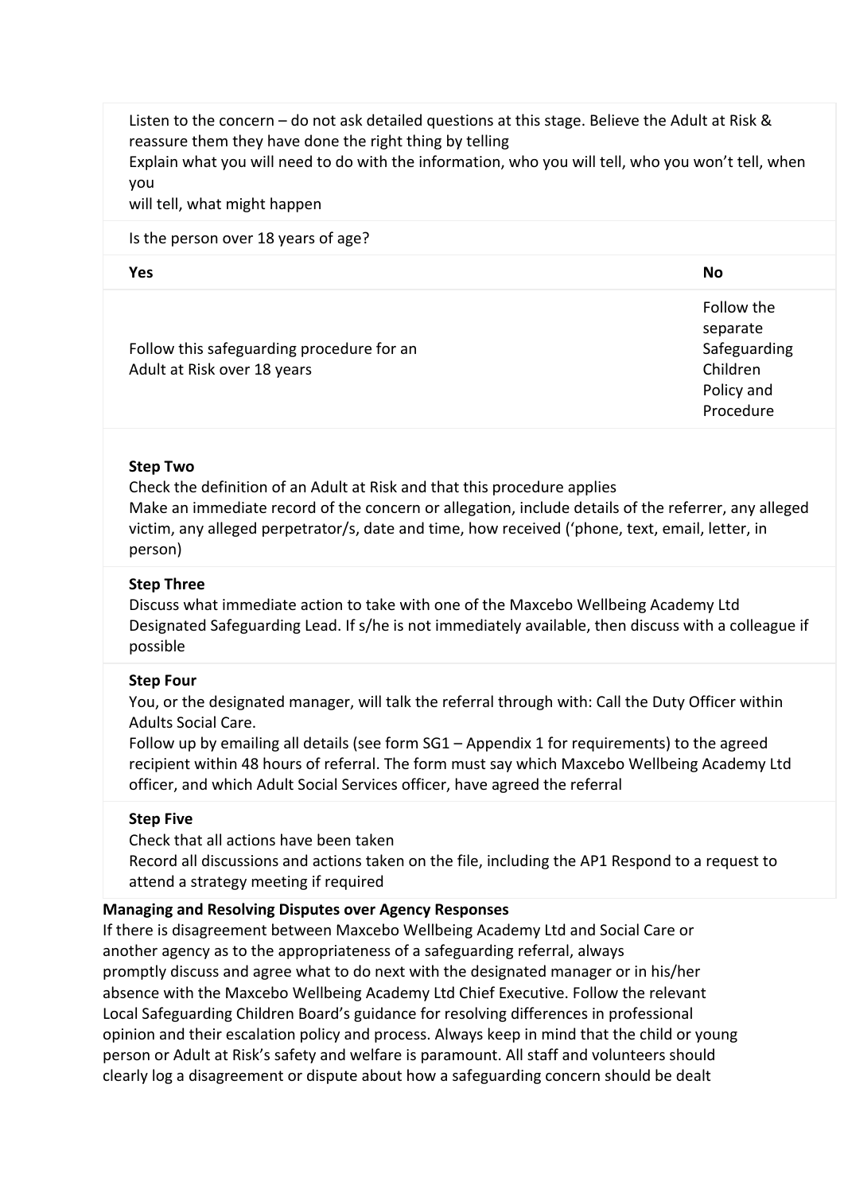Listen to the concern – do not ask detailed questions at this stage. Believe the Adult at Risk & reassure them they have done the right thing by telling
Explain what you will need to do with the information, who you will tell, who you won't tell, when you
will tell, what might happen

Is the person over 18 years of age?

| Yes | No |
|---|---|
| Follow this safeguarding procedure for an Adult at Risk over 18 years | Follow the separate Safeguarding Children Policy and Procedure |

**Step Two**
Check the definition of an Adult at Risk and that this procedure applies
Make an immediate record of the concern or allegation, include details of the referrer, any alleged victim, any alleged perpetrator/s, date and time, how received ('phone, text, email, letter, in person)

**Step Three**
Discuss what immediate action to take with one of the Maxcebo Wellbeing Academy Ltd Designated Safeguarding Lead. If s/he is not immediately available, then discuss with a colleague if possible

**Step Four**
You, or the designated manager, will talk the referral through with: Call the Duty Officer within Adults Social Care.
Follow up by emailing all details (see form SG1 – Appendix 1 for requirements) to the agreed recipient within 48 hours of referral. The form must say which Maxcebo Wellbeing Academy Ltd officer, and which Adult Social Services officer, have agreed the referral

**Step Five**
Check that all actions have been taken
Record all discussions and actions taken on the file, including the AP1 Respond to a request to attend a strategy meeting if required

**Managing and Resolving Disputes over Agency Responses**

If there is disagreement between Maxcebo Wellbeing Academy Ltd and Social Care or another agency as to the appropriateness of a safeguarding referral, always promptly discuss and agree what to do next with the designated manager or in his/her absence with the Maxcebo Wellbeing Academy Ltd Chief Executive. Follow the relevant Local Safeguarding Children Board's guidance for resolving differences in professional opinion and their escalation policy and process. Always keep in mind that the child or young person or Adult at Risk's safety and welfare is paramount. All staff and volunteers should clearly log a disagreement or dispute about how a safeguarding concern should be dealt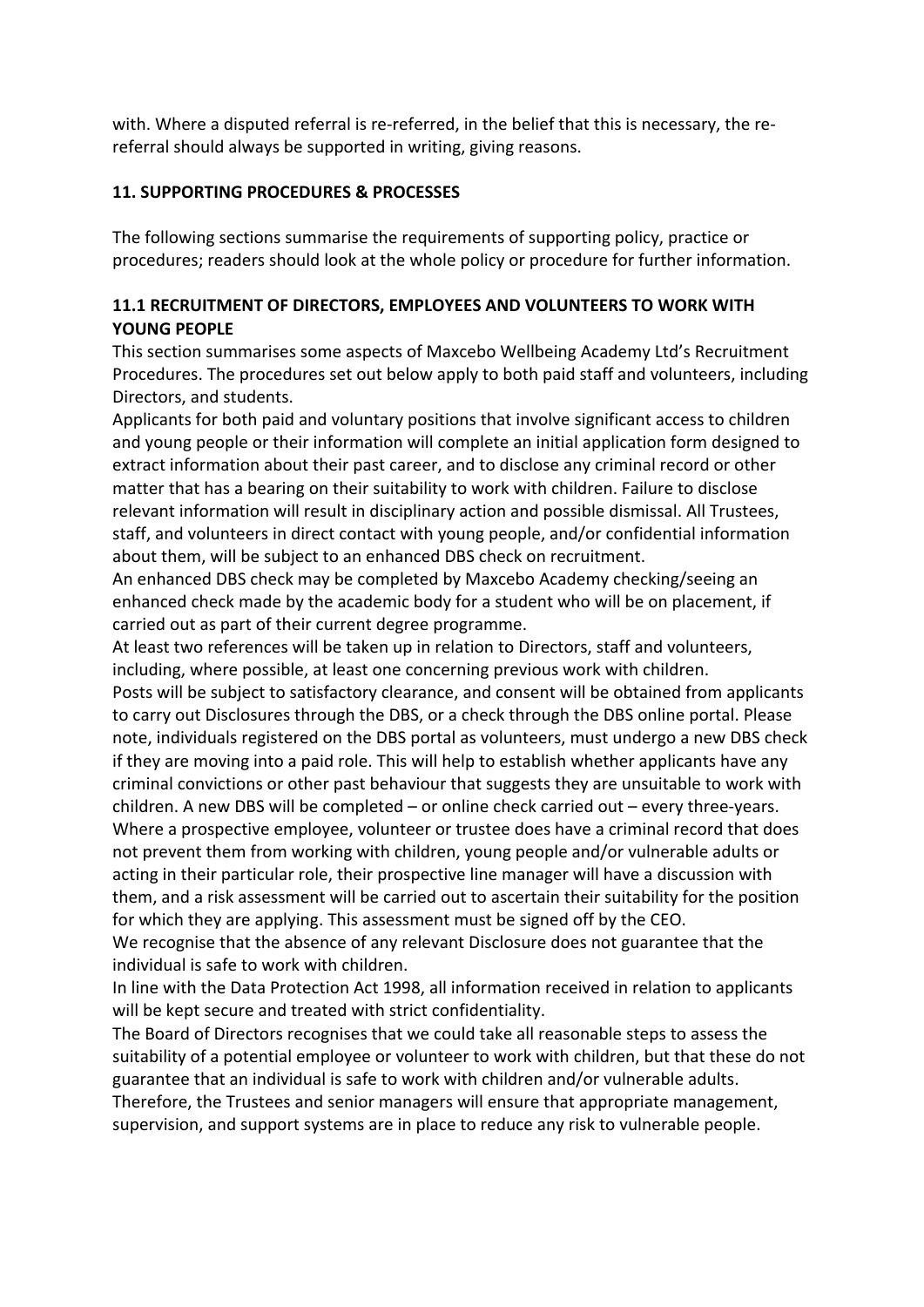with. Where a disputed referral is re-referred, in the belief that this is necessary, the re-referral should always be supported in writing, giving reasons.

## 11. SUPPORTING PROCEDURES & PROCESSES

The following sections summarise the requirements of supporting policy, practice or procedures; readers should look at the whole policy or procedure for further information.

### 11.1 RECRUITMENT OF DIRECTORS, EMPLOYEES AND VOLUNTEERS TO WORK WITH YOUNG PEOPLE

This section summarises some aspects of Maxcebo Wellbeing Academy Ltd's Recruitment Procedures. The procedures set out below apply to both paid staff and volunteers, including Directors, and students.

Applicants for both paid and voluntary positions that involve significant access to children and young people or their information will complete an initial application form designed to extract information about their past career, and to disclose any criminal record or other matter that has a bearing on their suitability to work with children. Failure to disclose relevant information will result in disciplinary action and possible dismissal. All Trustees, staff, and volunteers in direct contact with young people, and/or confidential information about them, will be subject to an enhanced DBS check on recruitment.

An enhanced DBS check may be completed by Maxcebo Academy checking/seeing an enhanced check made by the academic body for a student who will be on placement, if carried out as part of their current degree programme.

At least two references will be taken up in relation to Directors, staff and volunteers, including, where possible, at least one concerning previous work with children.

Posts will be subject to satisfactory clearance, and consent will be obtained from applicants to carry out Disclosures through the DBS, or a check through the DBS online portal. Please note, individuals registered on the DBS portal as volunteers, must undergo a new DBS check if they are moving into a paid role. This will help to establish whether applicants have any criminal convictions or other past behaviour that suggests they are unsuitable to work with children. A new DBS will be completed – or online check carried out – every three-years.

Where a prospective employee, volunteer or trustee does have a criminal record that does not prevent them from working with children, young people and/or vulnerable adults or acting in their particular role, their prospective line manager will have a discussion with them, and a risk assessment will be carried out to ascertain their suitability for the position for which they are applying. This assessment must be signed off by the CEO.

We recognise that the absence of any relevant Disclosure does not guarantee that the individual is safe to work with children.

In line with the Data Protection Act 1998, all information received in relation to applicants will be kept secure and treated with strict confidentiality.

The Board of Directors recognises that we could take all reasonable steps to assess the suitability of a potential employee or volunteer to work with children, but that these do not guarantee that an individual is safe to work with children and/or vulnerable adults. Therefore, the Trustees and senior managers will ensure that appropriate management, supervision, and support systems are in place to reduce any risk to vulnerable people.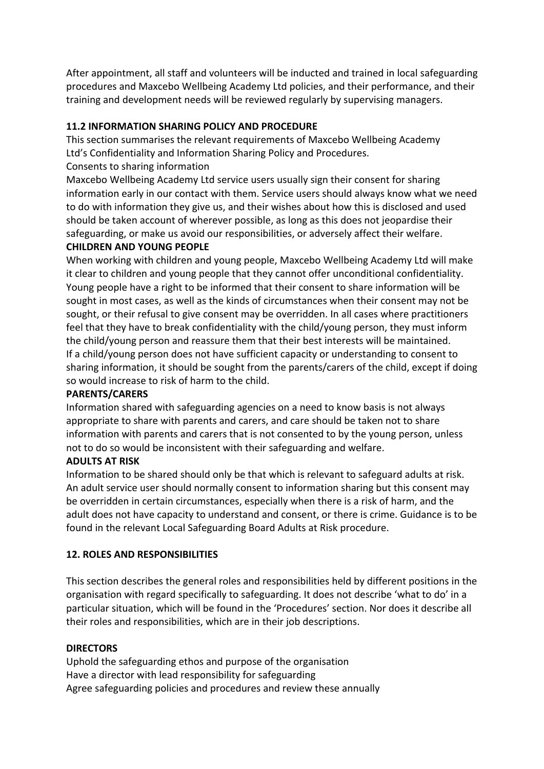After appointment, all staff and volunteers will be inducted and trained in local safeguarding procedures and Maxcebo Wellbeing Academy Ltd policies, and their performance, and their training and development needs will be reviewed regularly by supervising managers.

**11.2 INFORMATION SHARING POLICY AND PROCEDURE**

This section summarises the relevant requirements of Maxcebo Wellbeing Academy Ltd's Confidentiality and Information Sharing Policy and Procedures.

Consents to sharing information

Maxcebo Wellbeing Academy Ltd service users usually sign their consent for sharing information early in our contact with them. Service users should always know what we need to do with information they give us, and their wishes about how this is disclosed and used should be taken account of wherever possible, as long as this does not jeopardise their safeguarding, or make us avoid our responsibilities, or adversely affect their welfare.

**CHILDREN AND YOUNG PEOPLE**

When working with children and young people, Maxcebo Wellbeing Academy Ltd will make it clear to children and young people that they cannot offer unconditional confidentiality. Young people have a right to be informed that their consent to share information will be sought in most cases, as well as the kinds of circumstances when their consent may not be sought, or their refusal to give consent may be overridden. In all cases where practitioners feel that they have to break confidentiality with the child/young person, they must inform the child/young person and reassure them that their best interests will be maintained.

If a child/young person does not have sufficient capacity or understanding to consent to sharing information, it should be sought from the parents/carers of the child, except if doing so would increase to risk of harm to the child.

**PARENTS/CARERS**

Information shared with safeguarding agencies on a need to know basis is not always appropriate to share with parents and carers, and care should be taken not to share information with parents and carers that is not consented to by the young person, unless not to do so would be inconsistent with their safeguarding and welfare.

**ADULTS AT RISK**

Information to be shared should only be that which is relevant to safeguard adults at risk. An adult service user should normally consent to information sharing but this consent may be overridden in certain circumstances, especially when there is a risk of harm, and the adult does not have capacity to understand and consent, or there is crime. Guidance is to be found in the relevant Local Safeguarding Board Adults at Risk procedure.

**12. ROLES AND RESPONSIBILITIES**

This section describes the general roles and responsibilities held by different positions in the organisation with regard specifically to safeguarding. It does not describe 'what to do' in a particular situation, which will be found in the 'Procedures' section. Nor does it describe all their roles and responsibilities, which are in their job descriptions.

**DIRECTORS**

Uphold the safeguarding ethos and purpose of the organisation

Have a director with lead responsibility for safeguarding

Agree safeguarding policies and procedures and review these annually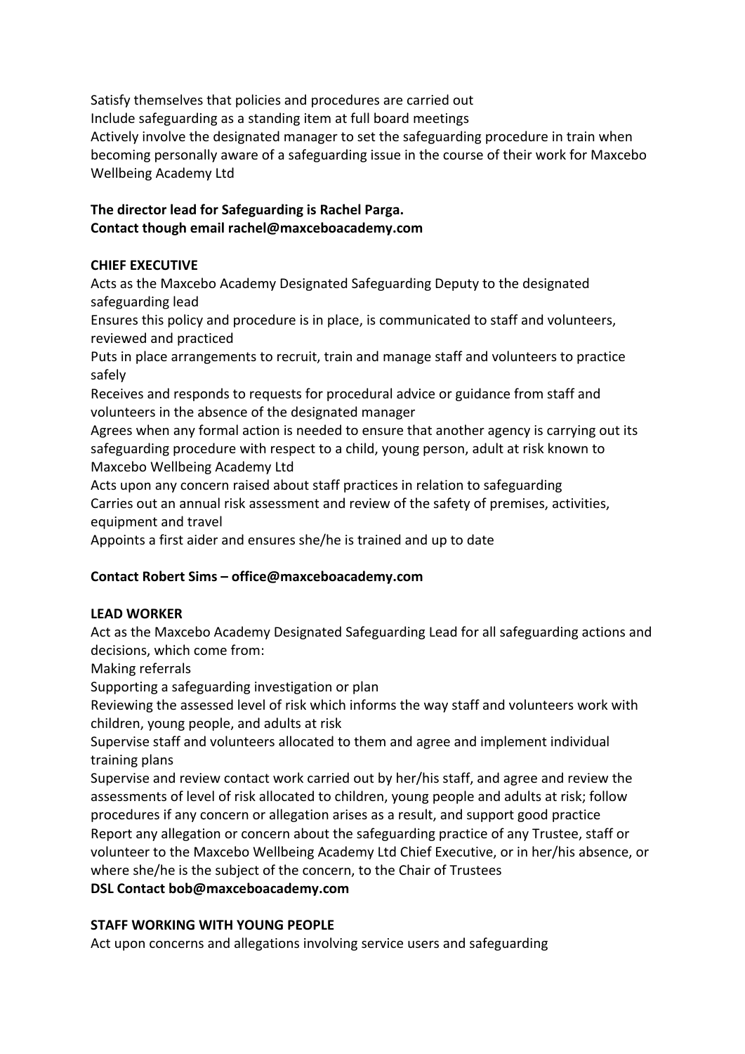Satisfy themselves that policies and procedures are carried out
Include safeguarding as a standing item at full board meetings
Actively involve the designated manager to set the safeguarding procedure in train when becoming personally aware of a safeguarding issue in the course of their work for Maxcebo Wellbeing Academy Ltd

**The director lead for Safeguarding is Rachel Parga.**
**Contact though email rachel@maxceboacademy.com**

**CHIEF EXECUTIVE**

Acts as the Maxcebo Academy Designated Safeguarding Deputy to the designated safeguarding lead
Ensures this policy and procedure is in place, is communicated to staff and volunteers, reviewed and practiced
Puts in place arrangements to recruit, train and manage staff and volunteers to practice safely
Receives and responds to requests for procedural advice or guidance from staff and volunteers in the absence of the designated manager
Agrees when any formal action is needed to ensure that another agency is carrying out its safeguarding procedure with respect to a child, young person, adult at risk known to Maxcebo Wellbeing Academy Ltd
Acts upon any concern raised about staff practices in relation to safeguarding
Carries out an annual risk assessment and review of the safety of premises, activities, equipment and travel
Appoints a first aider and ensures she/he is trained and up to date

**Contact Robert Sims – office@maxceboacademy.com**

**LEAD WORKER**

Act as the Maxcebo Academy Designated Safeguarding Lead for all safeguarding actions and decisions, which come from:
Making referrals
Supporting a safeguarding investigation or plan
Reviewing the assessed level of risk which informs the way staff and volunteers work with children, young people, and adults at risk
Supervise staff and volunteers allocated to them and agree and implement individual training plans
Supervise and review contact work carried out by her/his staff, and agree and review the assessments of level of risk allocated to children, young people and adults at risk; follow procedures if any concern or allegation arises as a result, and support good practice
Report any allegation or concern about the safeguarding practice of any Trustee, staff or volunteer to the Maxcebo Wellbeing Academy Ltd Chief Executive, or in her/his absence, or where she/he is the subject of the concern, to the Chair of Trustees
**DSL Contact bob@maxceboacademy.com**

**STAFF WORKING WITH YOUNG PEOPLE**

Act upon concerns and allegations involving service users and safeguarding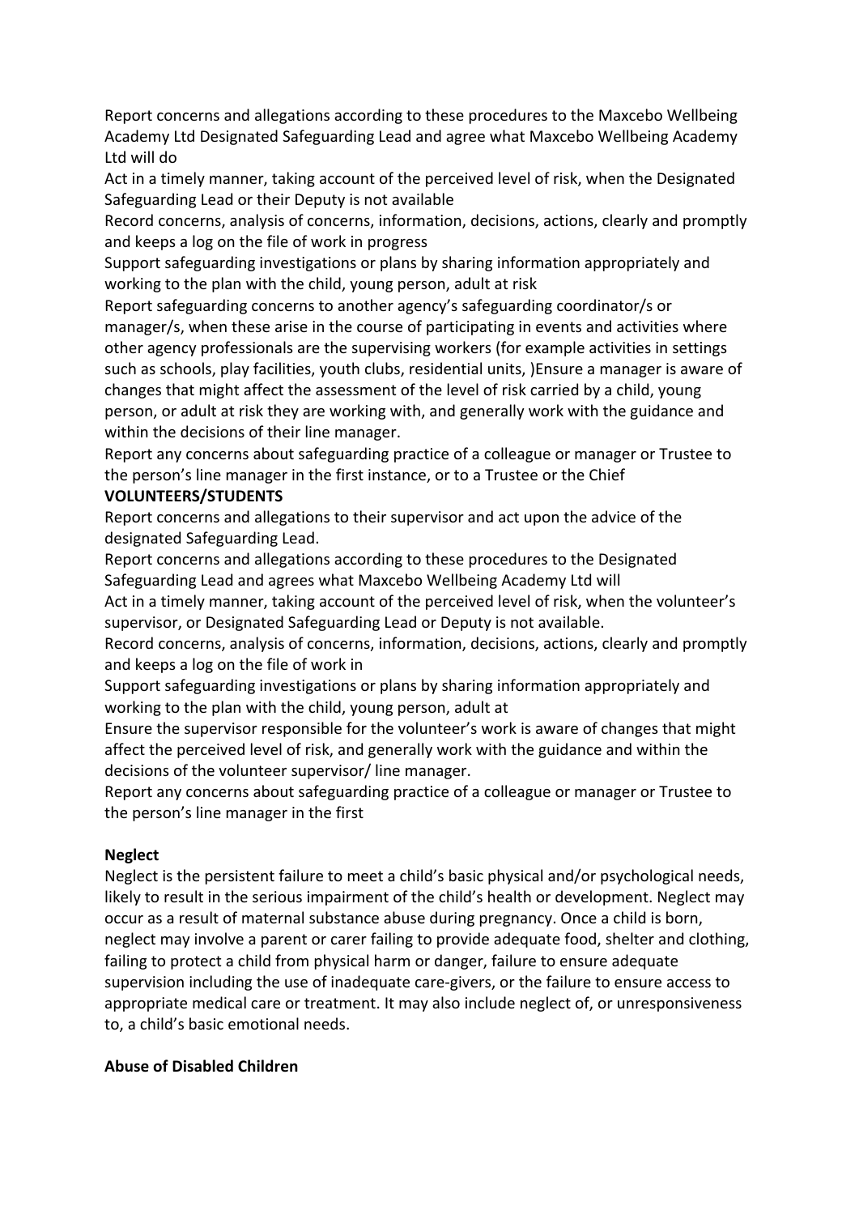Report concerns and allegations according to these procedures to the Maxcebo Wellbeing Academy Ltd Designated Safeguarding Lead and agree what Maxcebo Wellbeing Academy Ltd will do

Act in a timely manner, taking account of the perceived level of risk, when the Designated Safeguarding Lead or their Deputy is not available

Record concerns, analysis of concerns, information, decisions, actions, clearly and promptly and keeps a log on the file of work in progress

Support safeguarding investigations or plans by sharing information appropriately and working to the plan with the child, young person, adult at risk

Report safeguarding concerns to another agency's safeguarding coordinator/s or manager/s, when these arise in the course of participating in events and activities where other agency professionals are the supervising workers (for example activities in settings such as schools, play facilities, youth clubs, residential units, )Ensure a manager is aware of changes that might affect the assessment of the level of risk carried by a child, young person, or adult at risk they are working with, and generally work with the guidance and within the decisions of their line manager.

Report any concerns about safeguarding practice of a colleague or manager or Trustee to the person's line manager in the first instance, or to a Trustee or the Chief

**VOLUNTEERS/STUDENTS**

Report concerns and allegations to their supervisor and act upon the advice of the designated Safeguarding Lead.

Report concerns and allegations according to these procedures to the Designated Safeguarding Lead and agrees what Maxcebo Wellbeing Academy Ltd will

Act in a timely manner, taking account of the perceived level of risk, when the volunteer's supervisor, or Designated Safeguarding Lead or Deputy is not available.

Record concerns, analysis of concerns, information, decisions, actions, clearly and promptly and keeps a log on the file of work in

Support safeguarding investigations or plans by sharing information appropriately and working to the plan with the child, young person, adult at

Ensure the supervisor responsible for the volunteer's work is aware of changes that might affect the perceived level of risk, and generally work with the guidance and within the decisions of the volunteer supervisor/ line manager.

Report any concerns about safeguarding practice of a colleague or manager or Trustee to the person's line manager in the first

**Neglect**

Neglect is the persistent failure to meet a child's basic physical and/or psychological needs, likely to result in the serious impairment of the child's health or development. Neglect may occur as a result of maternal substance abuse during pregnancy. Once a child is born, neglect may involve a parent or carer failing to provide adequate food, shelter and clothing, failing to protect a child from physical harm or danger, failure to ensure adequate supervision including the use of inadequate care-givers, or the failure to ensure access to appropriate medical care or treatment. It may also include neglect of, or unresponsiveness to, a child's basic emotional needs.

**Abuse of Disabled Children**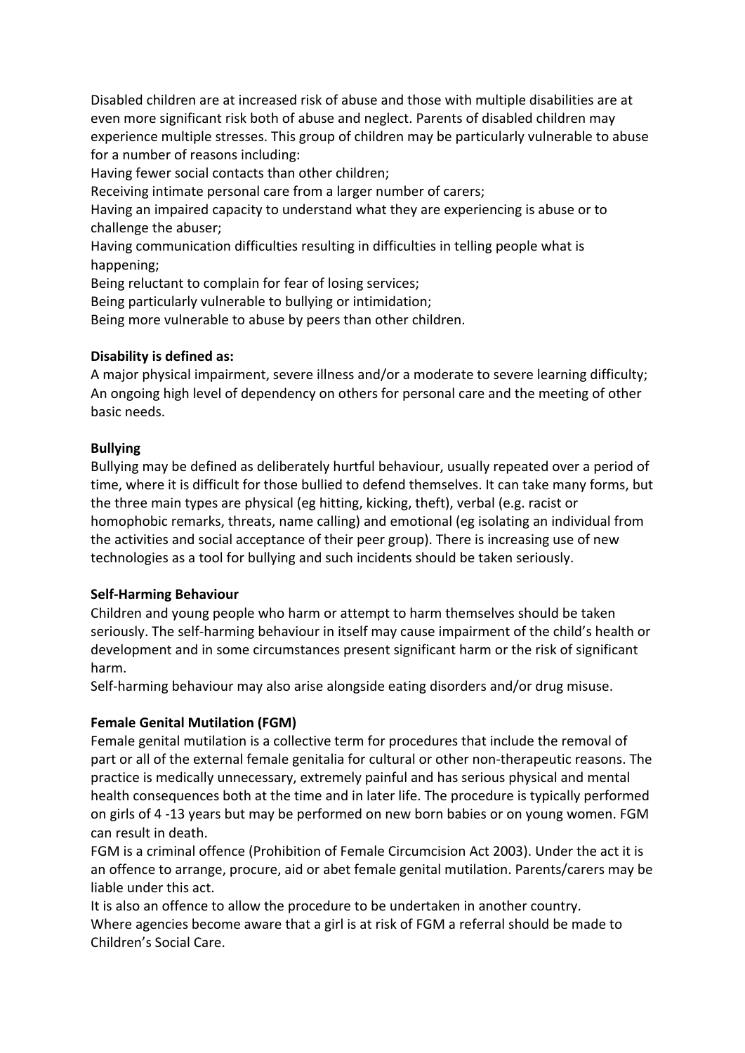Disabled children are at increased risk of abuse and those with multiple disabilities are at even more significant risk both of abuse and neglect. Parents of disabled children may experience multiple stresses. This group of children may be particularly vulnerable to abuse for a number of reasons including:

Having fewer social contacts than other children;

Receiving intimate personal care from a larger number of carers;

Having an impaired capacity to understand what they are experiencing is abuse or to challenge the abuser;

Having communication difficulties resulting in difficulties in telling people what is happening;

Being reluctant to complain for fear of losing services;

Being particularly vulnerable to bullying or intimidation;

Being more vulnerable to abuse by peers than other children.

**Disability is defined as:**

A major physical impairment, severe illness and/or a moderate to severe learning difficulty;

An ongoing high level of dependency on others for personal care and the meeting of other basic needs.

**Bullying**

Bullying may be defined as deliberately hurtful behaviour, usually repeated over a period of time, where it is difficult for those bullied to defend themselves. It can take many forms, but the three main types are physical (eg hitting, kicking, theft), verbal (e.g. racist or homophobic remarks, threats, name calling) and emotional (eg isolating an individual from the activities and social acceptance of their peer group). There is increasing use of new technologies as a tool for bullying and such incidents should be taken seriously.

**Self-Harming Behaviour**

Children and young people who harm or attempt to harm themselves should be taken seriously. The self-harming behaviour in itself may cause impairment of the child's health or development and in some circumstances present significant harm or the risk of significant harm.

Self-harming behaviour may also arise alongside eating disorders and/or drug misuse.

**Female Genital Mutilation (FGM)**

Female genital mutilation is a collective term for procedures that include the removal of part or all of the external female genitalia for cultural or other non-therapeutic reasons. The practice is medically unnecessary, extremely painful and has serious physical and mental health consequences both at the time and in later life. The procedure is typically performed on girls of 4 -13 years but may be performed on new born babies or on young women. FGM can result in death.

FGM is a criminal offence (Prohibition of Female Circumcision Act 2003). Under the act it is an offence to arrange, procure, aid or abet female genital mutilation. Parents/carers may be liable under this act.

It is also an offence to allow the procedure to be undertaken in another country.

Where agencies become aware that a girl is at risk of FGM a referral should be made to Children's Social Care.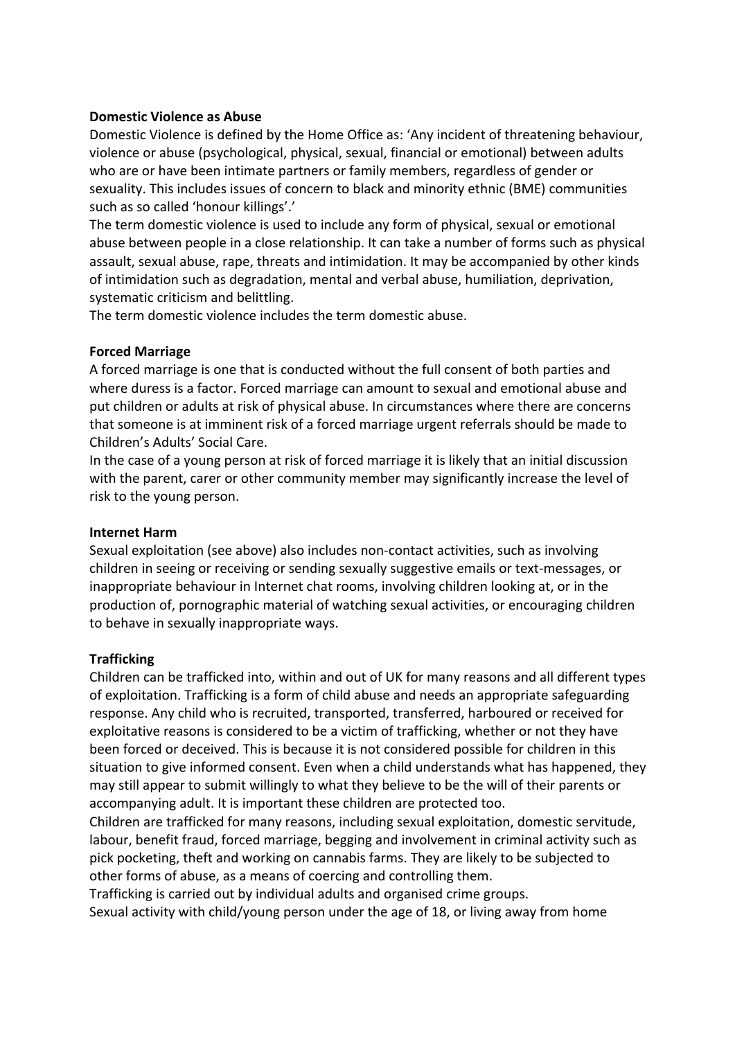**Domestic Violence as Abuse**

Domestic Violence is defined by the Home Office as: 'Any incident of threatening behaviour, violence or abuse (psychological, physical, sexual, financial or emotional) between adults who are or have been intimate partners or family members, regardless of gender or sexuality. This includes issues of concern to black and minority ethnic (BME) communities such as so called 'honour killings'.'

The term domestic violence is used to include any form of physical, sexual or emotional abuse between people in a close relationship. It can take a number of forms such as physical assault, sexual abuse, rape, threats and intimidation. It may be accompanied by other kinds of intimidation such as degradation, mental and verbal abuse, humiliation, deprivation, systematic criticism and belittling.

The term domestic violence includes the term domestic abuse.

**Forced Marriage**

A forced marriage is one that is conducted without the full consent of both parties and where duress is a factor. Forced marriage can amount to sexual and emotional abuse and put children or adults at risk of physical abuse. In circumstances where there are concerns that someone is at imminent risk of a forced marriage urgent referrals should be made to Children's Adults' Social Care.

In the case of a young person at risk of forced marriage it is likely that an initial discussion with the parent, carer or other community member may significantly increase the level of risk to the young person.

**Internet Harm**

Sexual exploitation (see above) also includes non-contact activities, such as involving children in seeing or receiving or sending sexually suggestive emails or text-messages, or inappropriate behaviour in Internet chat rooms, involving children looking at, or in the production of, pornographic material of watching sexual activities, or encouraging children to behave in sexually inappropriate ways.

**Trafficking**

Children can be trafficked into, within and out of UK for many reasons and all different types of exploitation. Trafficking is a form of child abuse and needs an appropriate safeguarding response. Any child who is recruited, transported, transferred, harboured or received for exploitative reasons is considered to be a victim of trafficking, whether or not they have been forced or deceived. This is because it is not considered possible for children in this situation to give informed consent. Even when a child understands what has happened, they may still appear to submit willingly to what they believe to be the will of their parents or accompanying adult. It is important these children are protected too.

Children are trafficked for many reasons, including sexual exploitation, domestic servitude, labour, benefit fraud, forced marriage, begging and involvement in criminal activity such as pick pocketing, theft and working on cannabis farms. They are likely to be subjected to other forms of abuse, as a means of coercing and controlling them.

Trafficking is carried out by individual adults and organised crime groups.

Sexual activity with child/young person under the age of 18, or living away from home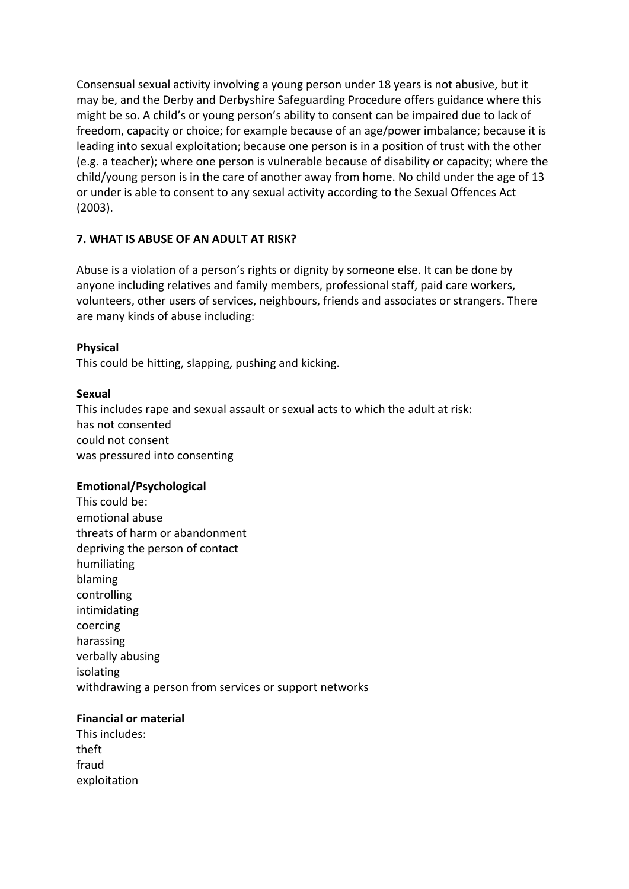Consensual sexual activity involving a young person under 18 years is not abusive, but it may be, and the Derby and Derbyshire Safeguarding Procedure offers guidance where this might be so. A child's or young person's ability to consent can be impaired due to lack of freedom, capacity or choice; for example because of an age/power imbalance; because it is leading into sexual exploitation; because one person is in a position of trust with the other (e.g. a teacher); where one person is vulnerable because of disability or capacity; where the child/young person is in the care of another away from home. No child under the age of 13 or under is able to consent to any sexual activity according to the Sexual Offences Act (2003).

## 7. WHAT IS ABUSE OF AN ADULT AT RISK?

Abuse is a violation of a person's rights or dignity by someone else. It can be done by anyone including relatives and family members, professional staff, paid care workers, volunteers, other users of services, neighbours, friends and associates or strangers. There are many kinds of abuse including:

**Physical**
This could be hitting, slapping, pushing and kicking.

**Sexual**
This includes rape and sexual assault or sexual acts to which the adult at risk:
has not consented
could not consent
was pressured into consenting

**Emotional/Psychological**
This could be:
emotional abuse
threats of harm or abandonment
depriving the person of contact
humiliating
blaming
controlling
intimidating
coercing
harassing
verbally abusing
isolating
withdrawing a person from services or support networks

**Financial or material**
This includes:
theft
fraud
exploitation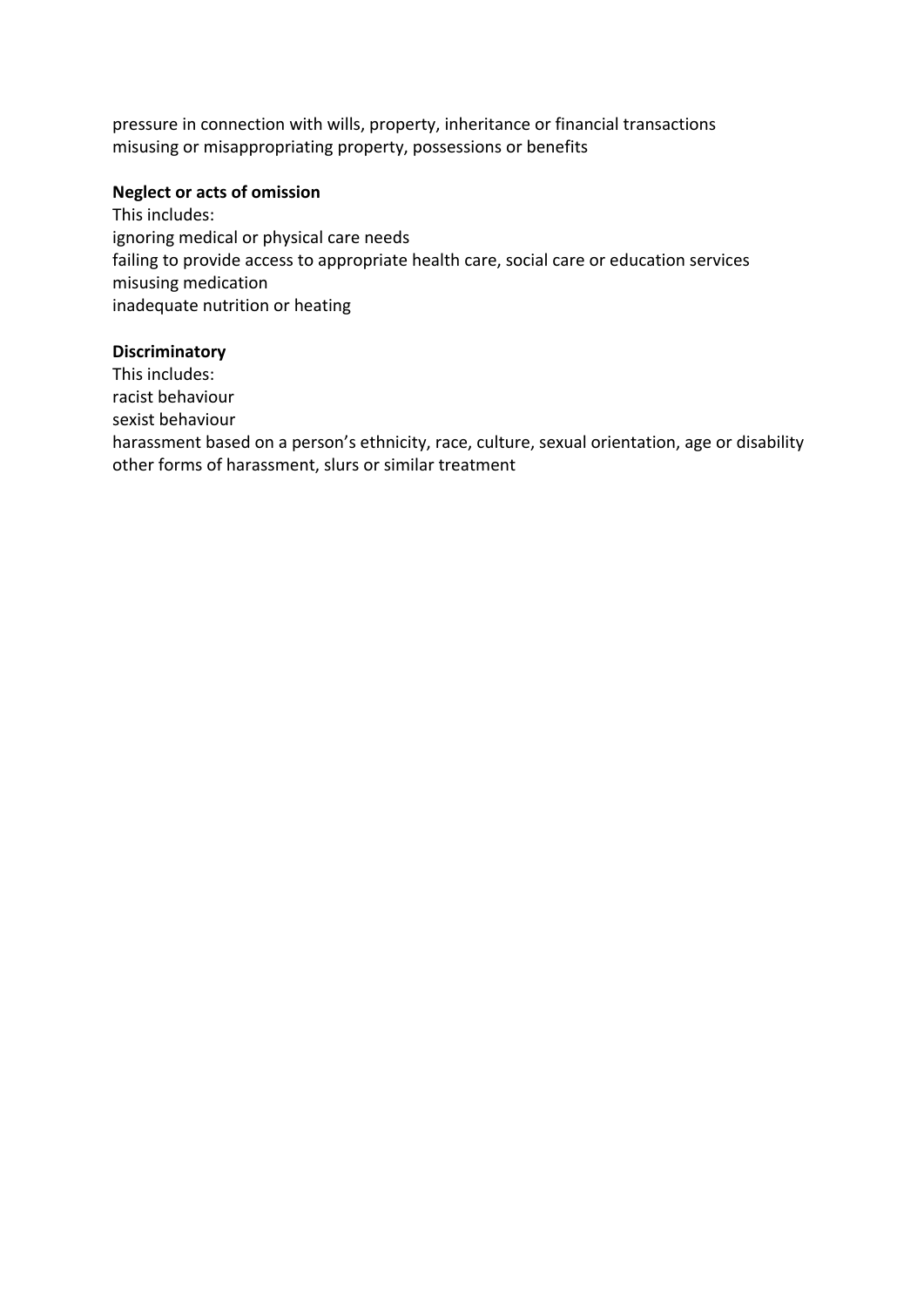pressure in connection with wills, property, inheritance or financial transactions
misusing or misappropriating property, possessions or benefits

**Neglect or acts of omission**

This includes:
ignoring medical or physical care needs
failing to provide access to appropriate health care, social care or education services
misusing medication
inadequate nutrition or heating

**Discriminatory**

This includes:
racist behaviour
sexist behaviour
harassment based on a person's ethnicity, race, culture, sexual orientation, age or disability
other forms of harassment, slurs or similar treatment